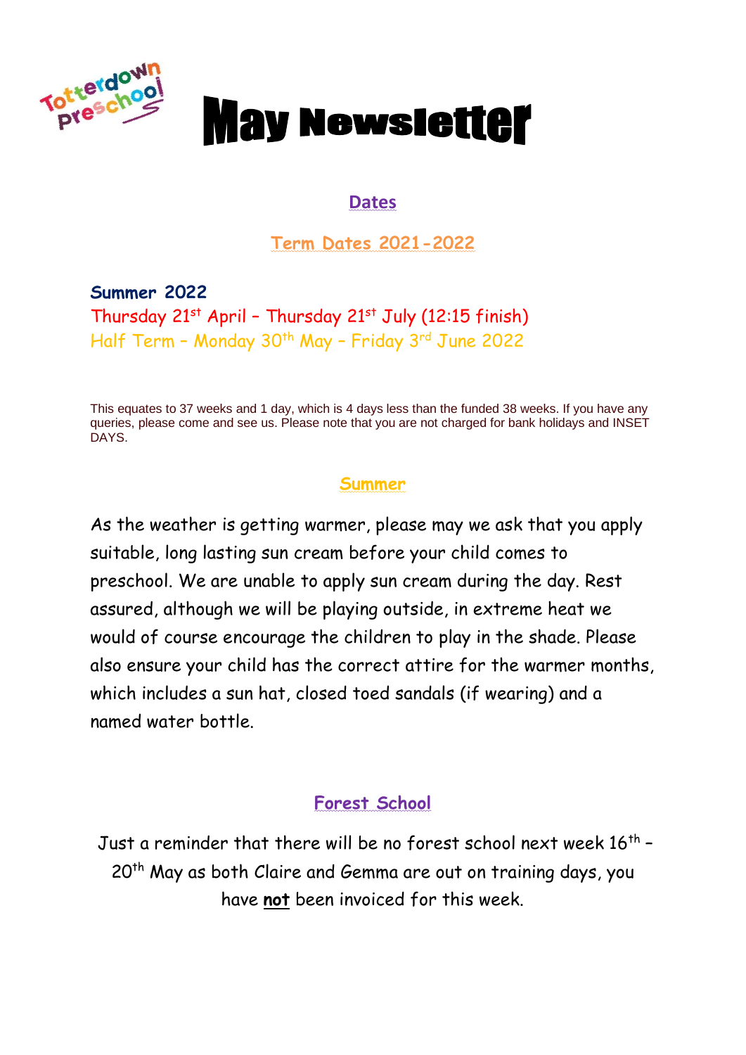Totterdown Preschool

# May Newsletter

## Dates

### Term Dates 2021-2022

**Summer 2022**

Thursday 21st April – Thursday 21st July (12:15 finish)

Half Term – Monday 30th May – Friday 3rd June 2022

This equates to 37 weeks and 1 day, which is 4 days less than the funded 38 weeks. If you have any queries, please come and see us. Please note that you are not charged for bank holidays and INSET DAYS.

## Summer

As the weather is getting warmer, please may we ask that you apply suitable, long lasting sun cream before your child comes to preschool. We are unable to apply sun cream during the day. Rest assured, although we will be playing outside, in extreme heat we would of course encourage the children to play in the shade. Please also ensure your child has the correct attire for the warmer months, which includes a sun hat, closed toed sandals (if wearing) and a named water bottle.

## Forest School

Just a reminder that there will be no forest school next week 16th – 20th May as both Claire and Gemma are out on training days, you have **not** been invoiced for this week.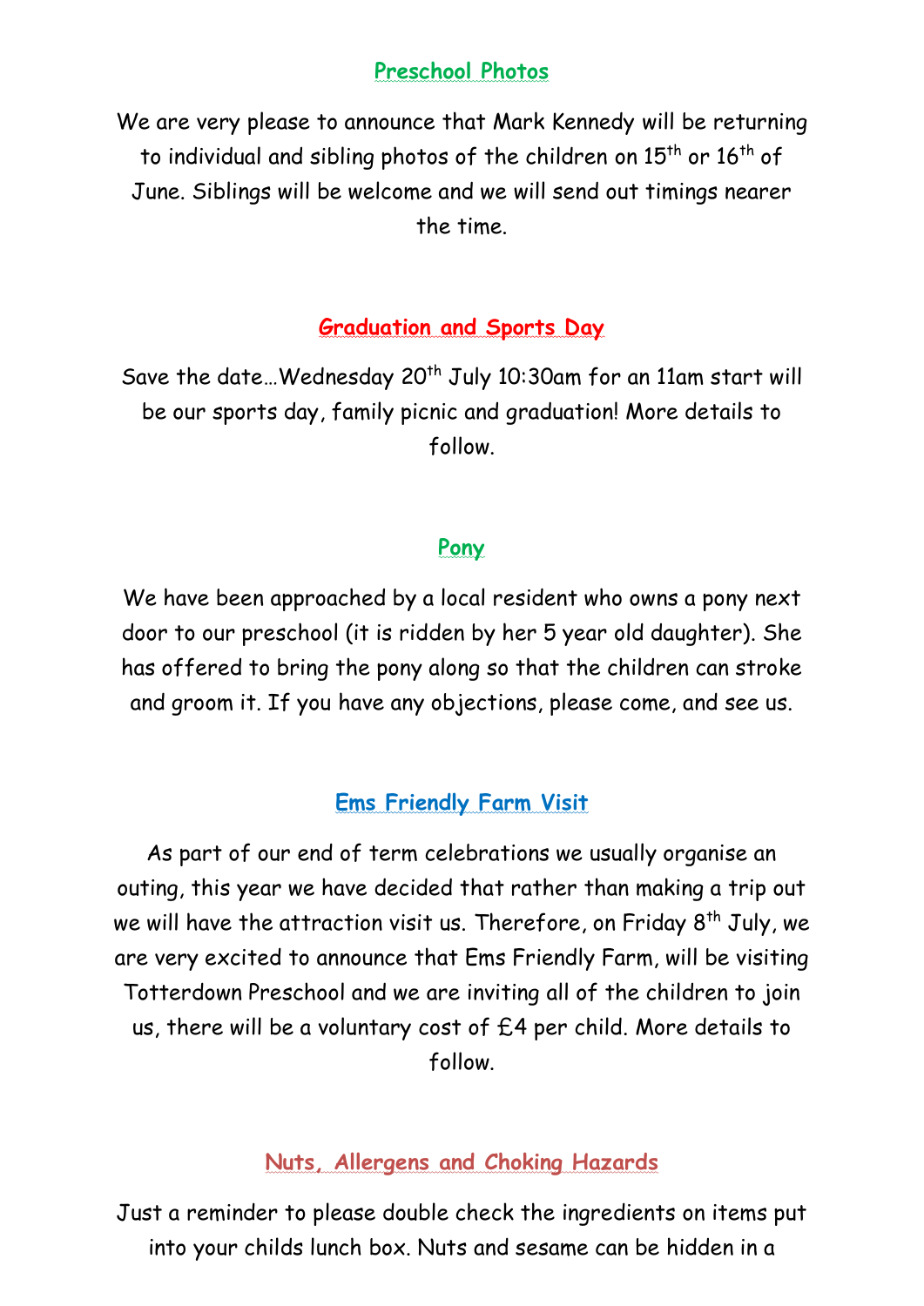## Preschool Photos

We are very please to announce that Mark Kennedy will be returning to individual and sibling photos of the children on 15th or 16th of June. Siblings will be welcome and we will send out timings nearer the time.

## Graduation and Sports Day

Save the date…Wednesday 20th July 10:30am for an 11am start will be our sports day, family picnic and graduation! More details to follow.

## Pony

We have been approached by a local resident who owns a pony next door to our preschool (it is ridden by her 5 year old daughter). She has offered to bring the pony along so that the children can stroke and groom it. If you have any objections, please come, and see us.

## Ems Friendly Farm Visit

As part of our end of term celebrations we usually organise an outing, this year we have decided that rather than making a trip out we will have the attraction visit us. Therefore, on Friday 8th July, we are very excited to announce that Ems Friendly Farm, will be visiting Totterdown Preschool and we are inviting all of the children to join us, there will be a voluntary cost of £4 per child. More details to follow.

## Nuts, Allergens and Choking Hazards

Just a reminder to please double check the ingredients on items put into your childs lunch box. Nuts and sesame can be hidden in a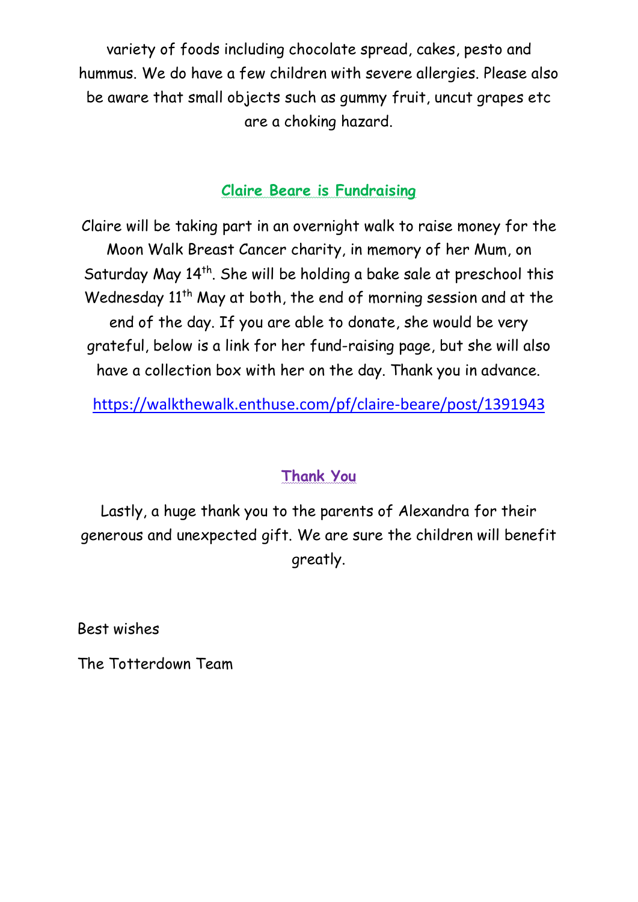variety of foods including chocolate spread, cakes, pesto and hummus. We do have a few children with severe allergies. Please also be aware that small objects such as gummy fruit, uncut grapes etc are a choking hazard.

## Claire Beare is Fundraising

Claire will be taking part in an overnight walk to raise money for the Moon Walk Breast Cancer charity, in memory of her Mum, on Saturday May 14th. She will be holding a bake sale at preschool this Wednesday 11th May at both, the end of morning session and at the end of the day. If you are able to donate, she would be very grateful, below is a link for her fund-raising page, but she will also have a collection box with her on the day. Thank you in advance.

https://walkthewalk.enthuse.com/pf/claire-beare/post/1391943

## Thank You

Lastly, a huge thank you to the parents of Alexandra for their generous and unexpected gift. We are sure the children will benefit greatly.

Best wishes

The Totterdown Team